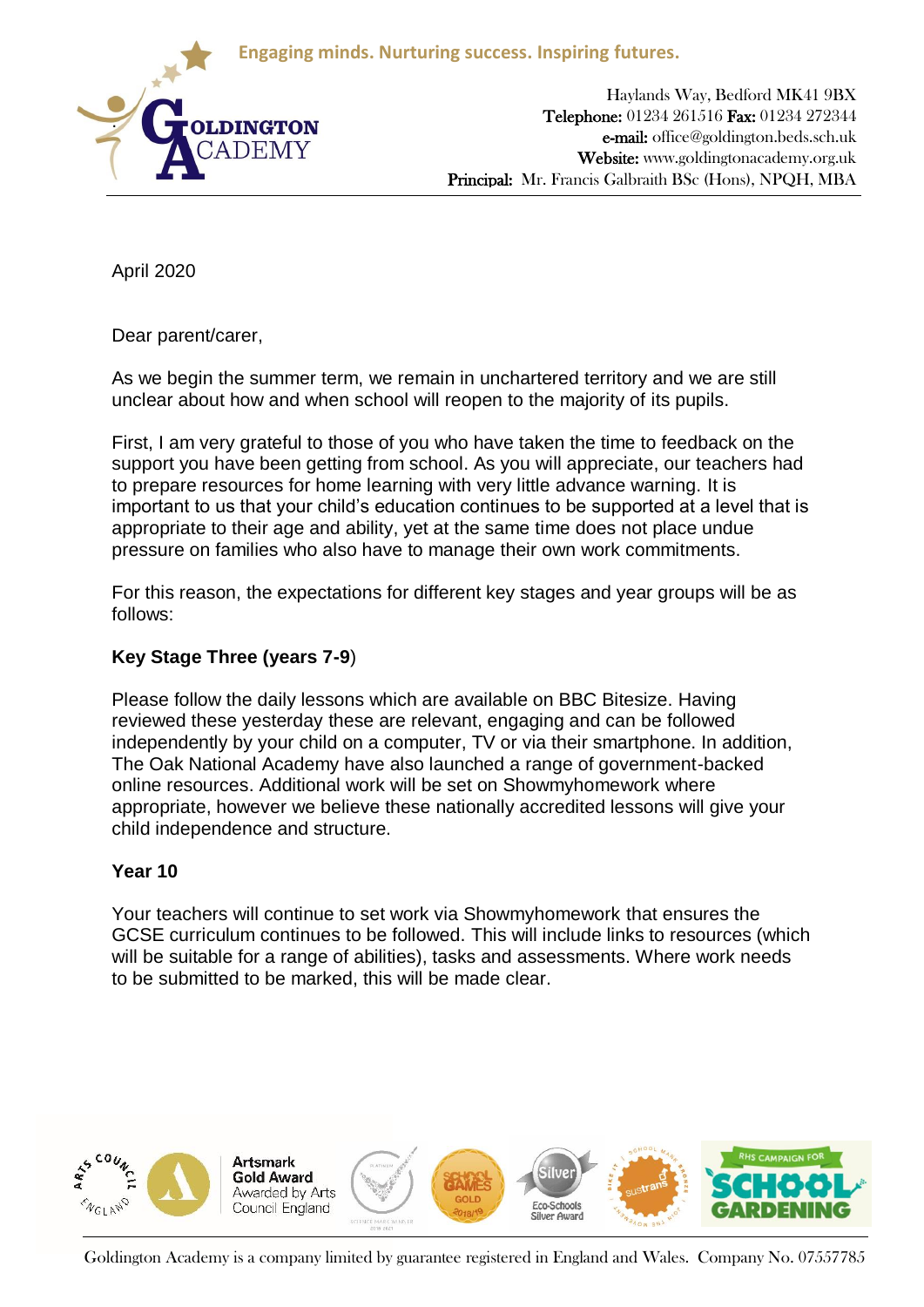Engaging minds. Nurturing success. Inspiring futures.

GOLDINGTON ACADEMY

Haylands Way, Bedford MK41 9BX
**Telephone:** 01234 261516 **Fax:** 01234 272344
**e-mail:** office@goldington.beds.sch.uk
**Website:** www.goldingtonacademy.org.uk
**Principal:** Mr. Francis Galbraith BSc (Hons), NPQH, MBA

April 2020

Dear parent/carer,

As we begin the summer term, we remain in unchartered territory and we are still unclear about how and when school will reopen to the majority of its pupils.

First, I am very grateful to those of you who have taken the time to feedback on the support you have been getting from school. As you will appreciate, our teachers had to prepare resources for home learning with very little advance warning. It is important to us that your child's education continues to be supported at a level that is appropriate to their age and ability, yet at the same time does not place undue pressure on families who also have to manage their own work commitments.

For this reason, the expectations for different key stages and year groups will be as follows:

**Key Stage Three (years 7-9)**

Please follow the daily lessons which are available on BBC Bitesize. Having reviewed these yesterday these are relevant, engaging and can be followed independently by your child on a computer, TV or via their smartphone. In addition, The Oak National Academy have also launched a range of government-backed online resources. Additional work will be set on Showmyhomework where appropriate, however we believe these nationally accredited lessons will give your child independence and structure.

**Year 10**

Your teachers will continue to set work via Showmyhomework that ensures the GCSE curriculum continues to be followed. This will include links to resources (which will be suitable for a range of abilities), tasks and assessments. Where work needs to be submitted to be marked, this will be made clear.

Artsmark Gold Award Awarded by Arts Council England

Goldington Academy is a company limited by guarantee registered in England and Wales. Company No. 07557785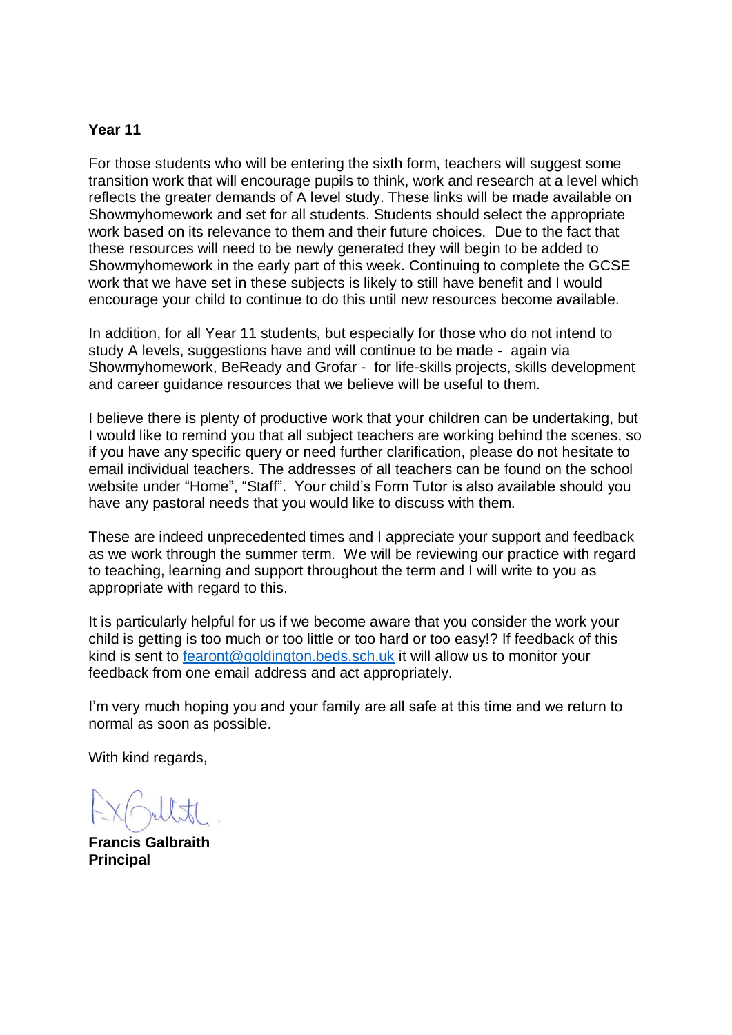**Year 11**

For those students who will be entering the sixth form, teachers will suggest some transition work that will encourage pupils to think, work and research at a level which reflects the greater demands of A level study. These links will be made available on Showmyhomework and set for all students. Students should select the appropriate work based on its relevance to them and their future choices. Due to the fact that these resources will need to be newly generated they will begin to be added to Showmyhomework in the early part of this week. Continuing to complete the GCSE work that we have set in these subjects is likely to still have benefit and I would encourage your child to continue to do this until new resources become available.

In addition, for all Year 11 students, but especially for those who do not intend to study A levels, suggestions have and will continue to be made - again via Showmyhomework, BeReady and Grofar - for life-skills projects, skills development and career guidance resources that we believe will be useful to them.

I believe there is plenty of productive work that your children can be undertaking, but I would like to remind you that all subject teachers are working behind the scenes, so if you have any specific query or need further clarification, please do not hesitate to email individual teachers. The addresses of all teachers can be found on the school website under "Home", "Staff". Your child's Form Tutor is also available should you have any pastoral needs that you would like to discuss with them.

These are indeed unprecedented times and I appreciate your support and feedback as we work through the summer term. We will be reviewing our practice with regard to teaching, learning and support throughout the term and I will write to you as appropriate with regard to this.

It is particularly helpful for us if we become aware that you consider the work your child is getting is too much or too little or too hard or too easy!? If feedback of this kind is sent to [fearont@goldington.beds.sch.uk](mailto:fearont@goldington.beds.sch.uk) it will allow us to monitor your feedback from one email address and act appropriately.

I'm very much hoping you and your family are all safe at this time and we return to normal as soon as possible.

With kind regards,

**Francis Galbraith**
**Principal**